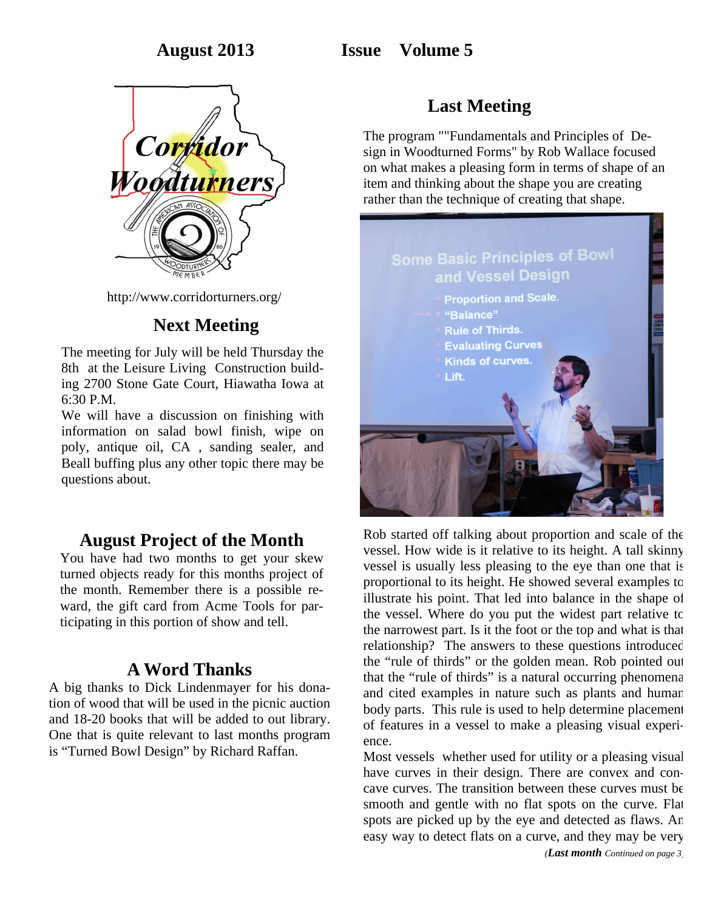August 2013 Issue Volume 5

Corridor Woodturners

http://www.corridorturners.org/

## Next Meeting

The meeting for July will be held Thursday the 8th at the Leisure Living Construction building 2700 Stone Gate Court, Hiawatha Iowa at 6:30 P.M.

We will have a discussion on finishing with information on salad bowl finish, wipe on poly, antique oil, CA , sanding sealer, and Beall buffing plus any other topic there may be questions about.

## August Project of the Month

You have had two months to get your skew turned objects ready for this months project of the month. Remember there is a possible reward, the gift card from Acme Tools for participating in this portion of show and tell.

## A Word Thanks

A big thanks to Dick Lindenmayer for his donation of wood that will be used in the picnic auction and 18-20 books that will be added to out library. One that is quite relevant to last months program is "Turned Bowl Design" by Richard Raffan.

## Last Meeting

The program ""Fundamentals and Principles of Design in Woodturned Forms" by Rob Wallace focused on what makes a pleasing form in terms of shape of an item and thinking about the shape you are creating rather than the technique of creating that shape.

Rob started off talking about proportion and scale of the vessel. How wide is it relative to its height. A tall skinny vessel is usually less pleasing to the eye than one that is proportional to its height. He showed several examples to illustrate his point. That led into balance in the shape of the vessel. Where do you put the widest part relative to the narrowest part. Is it the foot or the top and what is that relationship? The answers to these questions introduced the "rule of thirds" or the golden mean. Rob pointed out that the "rule of thirds" is a natural occurring phenomena and cited examples in nature such as plants and human body parts. This rule is used to help determine placement of features in a vessel to make a pleasing visual experience.

Most vessels whether used for utility or a pleasing visual have curves in their design. There are convex and concave curves. The transition between these curves must be smooth and gentle with no flat spots on the curve. Flat spots are picked up by the eye and detected as flaws. An easy way to detect flats on a curve, and they may be very

(*Last month* Continued on page 3)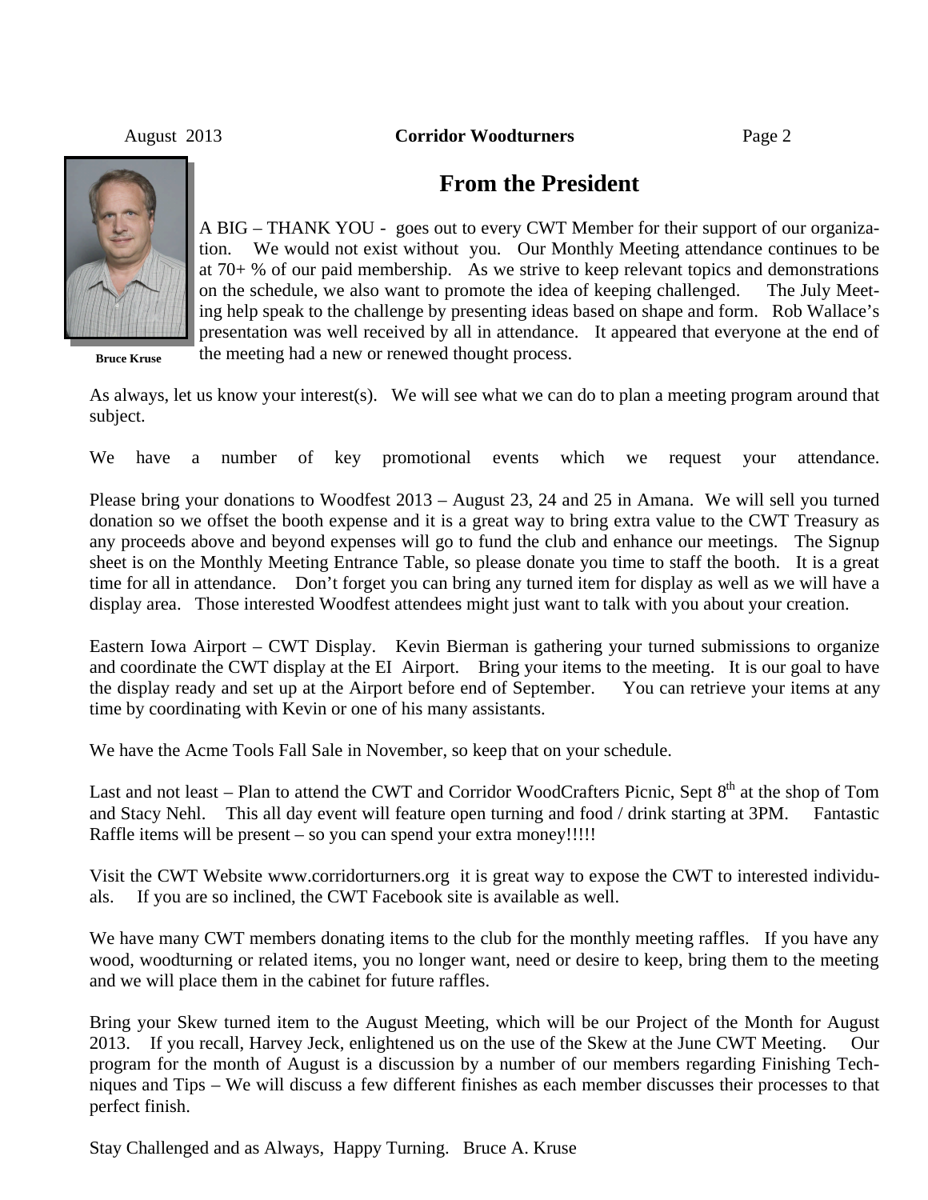## From the President

Bruce Kruse

A BIG – THANK YOU - goes out to every CWT Member for their support of our organization. We would not exist without you. Our Monthly Meeting attendance continues to be at 70+ % of our paid membership. As we strive to keep relevant topics and demonstrations on the schedule, we also want to promote the idea of keeping challenged. The July Meeting help speak to the challenge by presenting ideas based on shape and form. Rob Wallace's presentation was well received by all in attendance. It appeared that everyone at the end of the meeting had a new or renewed thought process.

As always, let us know your interest(s). We will see what we can do to plan a meeting program around that subject.

We have a number of key promotional events which we request your attendance.

Please bring your donations to Woodfest 2013 – August 23, 24 and 25 in Amana. We will sell you turned donation so we offset the booth expense and it is a great way to bring extra value to the CWT Treasury as any proceeds above and beyond expenses will go to fund the club and enhance our meetings. The Signup sheet is on the Monthly Meeting Entrance Table, so please donate you time to staff the booth. It is a great time for all in attendance. Don't forget you can bring any turned item for display as well as we will have a display area. Those interested Woodfest attendees might just want to talk with you about your creation.

Eastern Iowa Airport – CWT Display. Kevin Bierman is gathering your turned submissions to organize and coordinate the CWT display at the EI Airport. Bring your items to the meeting. It is our goal to have the display ready and set up at the Airport before end of September. You can retrieve your items at any time by coordinating with Kevin or one of his many assistants.

We have the Acme Tools Fall Sale in November, so keep that on your schedule.

Last and not least – Plan to attend the CWT and Corridor WoodCrafters Picnic, Sept 8th at the shop of Tom and Stacy Nehl. This all day event will feature open turning and food / drink starting at 3PM. Fantastic Raffle items will be present – so you can spend your extra money!!!!!

Visit the CWT Website www.corridorturners.org it is great way to expose the CWT to interested individuals. If you are so inclined, the CWT Facebook site is available as well.

We have many CWT members donating items to the club for the monthly meeting raffles. If you have any wood, woodturning or related items, you no longer want, need or desire to keep, bring them to the meeting and we will place them in the cabinet for future raffles.

Bring your Skew turned item to the August Meeting, which will be our Project of the Month for August 2013. If you recall, Harvey Jeck, enlightened us on the use of the Skew at the June CWT Meeting. Our program for the month of August is a discussion by a number of our members regarding Finishing Techniques and Tips – We will discuss a few different finishes as each member discusses their processes to that perfect finish.

Stay Challenged and as Always, Happy Turning. Bruce A. Kruse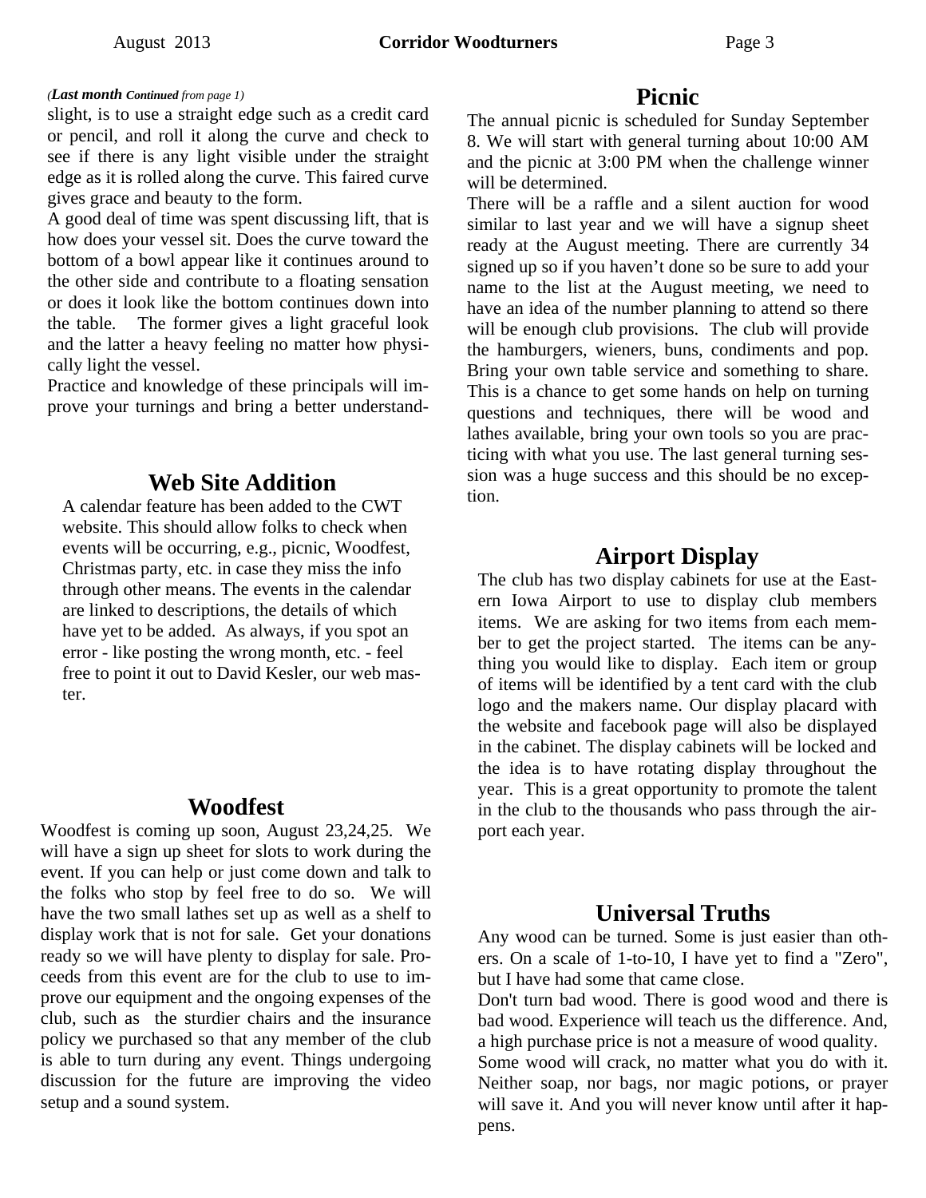*(**Last month Continued** from page 1)*

slight, is to use a straight edge such as a credit card or pencil, and roll it along the curve and check to see if there is any light visible under the straight edge as it is rolled along the curve. This faired curve gives grace and beauty to the form.

A good deal of time was spent discussing lift, that is how does your vessel sit. Does the curve toward the bottom of a bowl appear like it continues around to the other side and contribute to a floating sensation or does it look like the bottom continues down into the table. The former gives a light graceful look and the latter a heavy feeling no matter how physically light the vessel.

Practice and knowledge of these principals will improve your turnings and bring a better understand-

## Web Site Addition

A calendar feature has been added to the CWT website. This should allow folks to check when events will be occurring, e.g., picnic, Woodfest, Christmas party, etc. in case they miss the info through other means. The events in the calendar are linked to descriptions, the details of which have yet to be added. As always, if you spot an error - like posting the wrong month, etc. - feel free to point it out to David Kesler, our web master.

## Woodfest

Woodfest is coming up soon, August 23,24,25. We will have a sign up sheet for slots to work during the event. If you can help or just come down and talk to the folks who stop by feel free to do so. We will have the two small lathes set up as well as a shelf to display work that is not for sale. Get your donations ready so we will have plenty to display for sale. Proceeds from this event are for the club to use to improve our equipment and the ongoing expenses of the club, such as the sturdier chairs and the insurance policy we purchased so that any member of the club is able to turn during any event. Things undergoing discussion for the future are improving the video setup and a sound system.

## Picnic

The annual picnic is scheduled for Sunday September 8. We will start with general turning about 10:00 AM and the picnic at 3:00 PM when the challenge winner will be determined.

There will be a raffle and a silent auction for wood similar to last year and we will have a signup sheet ready at the August meeting. There are currently 34 signed up so if you haven't done so be sure to add your name to the list at the August meeting, we need to have an idea of the number planning to attend so there will be enough club provisions. The club will provide the hamburgers, wieners, buns, condiments and pop. Bring your own table service and something to share. This is a chance to get some hands on help on turning questions and techniques, there will be wood and lathes available, bring your own tools so you are practicing with what you use. The last general turning session was a huge success and this should be no exception.

## Airport Display

The club has two display cabinets for use at the Eastern Iowa Airport to use to display club members items. We are asking for two items from each member to get the project started. The items can be anything you would like to display. Each item or group of items will be identified by a tent card with the club logo and the makers name. Our display placard with the website and facebook page will also be displayed in the cabinet. The display cabinets will be locked and the idea is to have rotating display throughout the year. This is a great opportunity to promote the talent in the club to the thousands who pass through the airport each year.

## Universal Truths

Any wood can be turned. Some is just easier than others. On a scale of 1-to-10, I have yet to find a "Zero", but I have had some that came close.

Don't turn bad wood. There is good wood and there is bad wood. Experience will teach us the difference. And, a high purchase price is not a measure of wood quality.

Some wood will crack, no matter what you do with it. Neither soap, nor bags, nor magic potions, or prayer will save it. And you will never know until after it happens.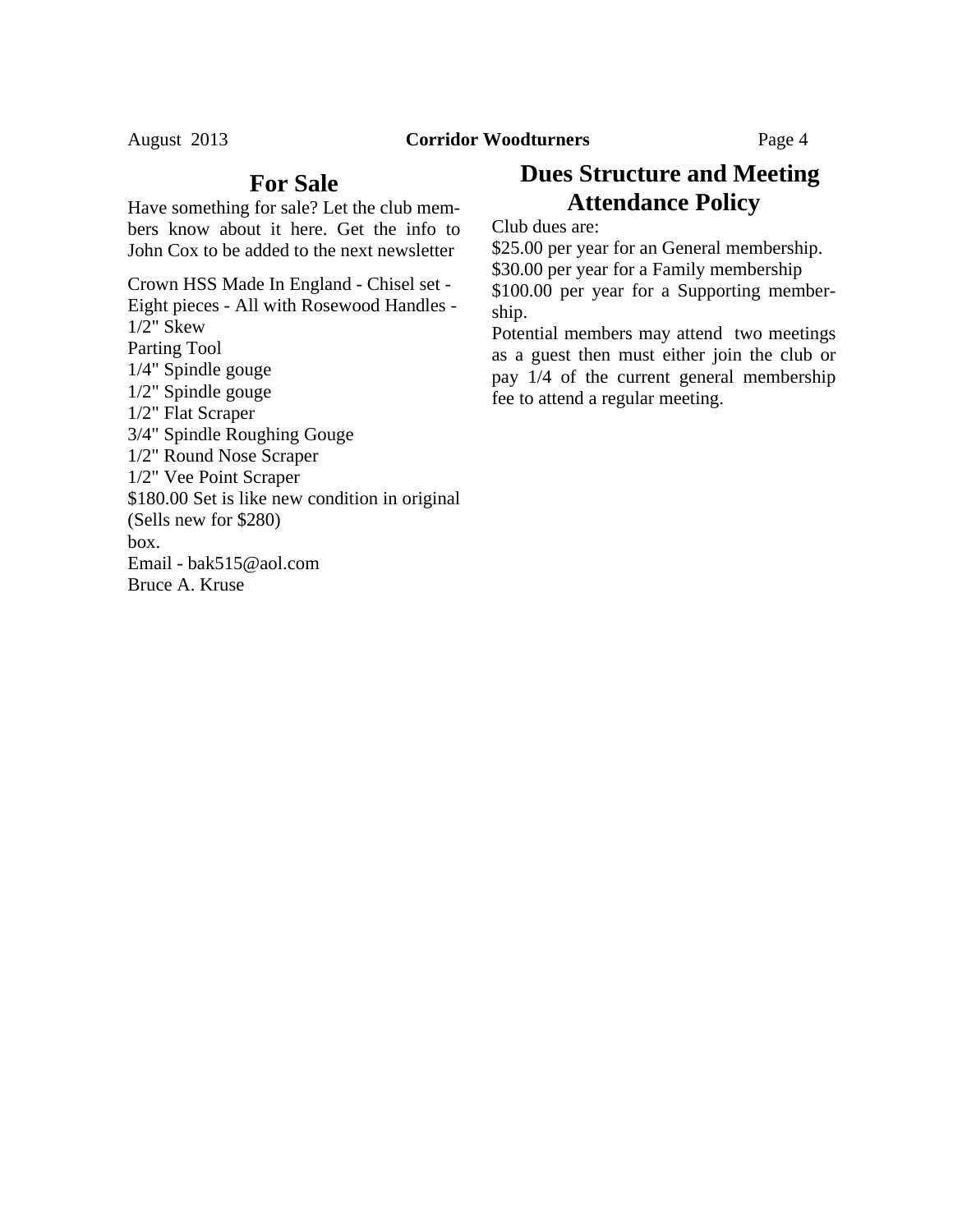## For Sale

Have something for sale? Let the club members know about it here. Get the info to John Cox to be added to the next newsletter

Crown HSS Made In England - Chisel set - Eight pieces - All with Rosewood Handles -
1/2" Skew
Parting Tool
1/4" Spindle gouge
1/2" Spindle gouge
1/2" Flat Scraper
3/4" Spindle Roughing Gouge
1/2" Round Nose Scraper
1/2" Vee Point Scraper
$180.00 Set is like new condition in original
(Sells new for $280)
box.
Email - bak515@aol.com
Bruce A. Kruse

## Dues Structure and Meeting Attendance Policy

Club dues are:
$25.00 per year for an General membership.
$30.00 per year for a Family membership
$100.00 per year for a Supporting membership.
Potential members may attend two meetings as a guest then must either join the club or pay 1/4 of the current general membership fee to attend a regular meeting.